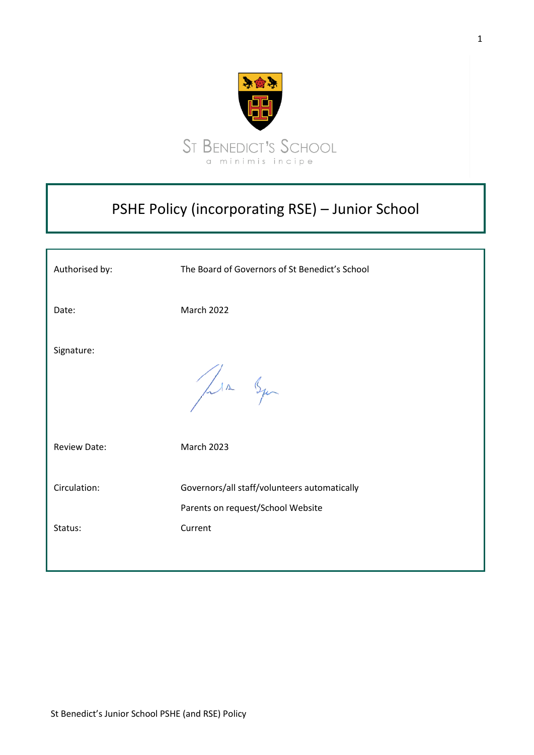ST BENEDICT'S SCHOOL

a minimis incipe

# PSHE Policy (incorporating RSE) – Junior School

| | |
|---|---|
| Authorised by: | The Board of Governors of St Benedict's School |
| Date: | March 2022 |
| Signature: | |
| Review Date: | March 2023 |
| Circulation: | Governors/all staff/volunteers automatically<br>Parents on request/School Website |
| Status: | Current |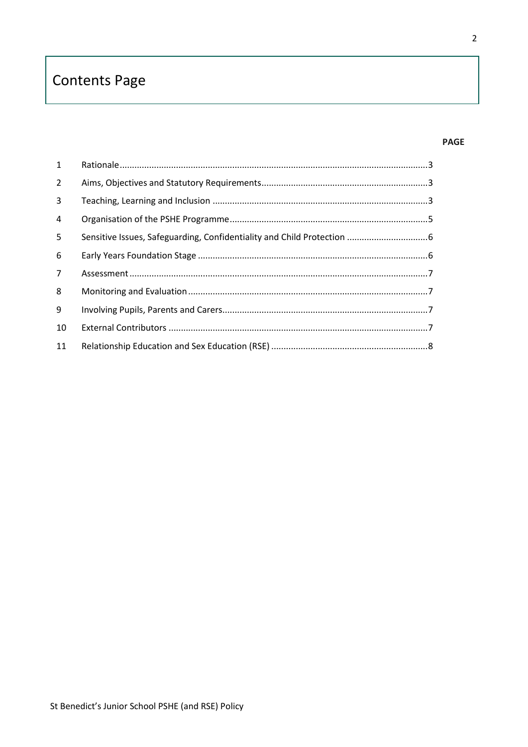# Contents Page

| | | PAGE |
|---|---|---|
| 1 | Rationale | 3 |
| 2 | Aims, Objectives and Statutory Requirements | 3 |
| 3 | Teaching, Learning and Inclusion | 3 |
| 4 | Organisation of the PSHE Programme | 5 |
| 5 | Sensitive Issues, Safeguarding, Confidentiality and Child Protection | 6 |
| 6 | Early Years Foundation Stage | 6 |
| 7 | Assessment | 7 |
| 8 | Monitoring and Evaluation | 7 |
| 9 | Involving Pupils, Parents and Carers | 7 |
| 10 | External Contributors | 7 |
| 11 | Relationship Education and Sex Education (RSE) | 8 |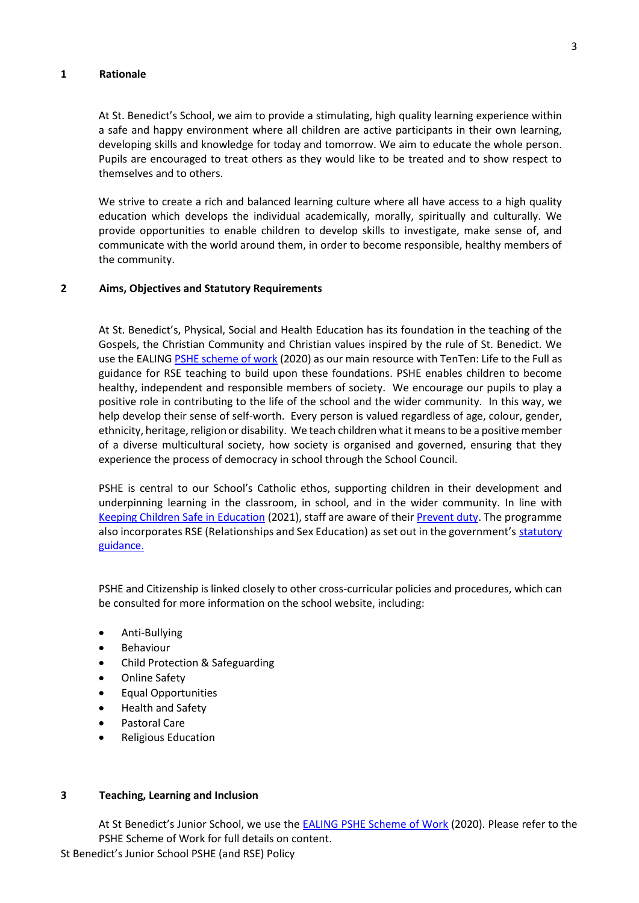## 1 Rationale

At St. Benedict's School, we aim to provide a stimulating, high quality learning experience within a safe and happy environment where all children are active participants in their own learning, developing skills and knowledge for today and tomorrow. We aim to educate the whole person. Pupils are encouraged to treat others as they would like to be treated and to show respect to themselves and to others.

We strive to create a rich and balanced learning culture where all have access to a high quality education which develops the individual academically, morally, spiritually and culturally. We provide opportunities to enable children to develop skills to investigate, make sense of, and communicate with the world around them, in order to become responsible, healthy members of the community.

## 2 Aims, Objectives and Statutory Requirements

At St. Benedict's, Physical, Social and Health Education has its foundation in the teaching of the Gospels, the Christian Community and Christian values inspired by the rule of St. Benedict. We use the EALING PSHE scheme of work (2020) as our main resource with TenTen: Life to the Full as guidance for RSE teaching to build upon these foundations. PSHE enables children to become healthy, independent and responsible members of society. We encourage our pupils to play a positive role in contributing to the life of the school and the wider community. In this way, we help develop their sense of self-worth. Every person is valued regardless of age, colour, gender, ethnicity, heritage, religion or disability. We teach children what it means to be a positive member of a diverse multicultural society, how society is organised and governed, ensuring that they experience the process of democracy in school through the School Council.

PSHE is central to our School's Catholic ethos, supporting children in their development and underpinning learning in the classroom, in school, and in the wider community. In line with Keeping Children Safe in Education (2021), staff are aware of their Prevent duty. The programme also incorporates RSE (Relationships and Sex Education) as set out in the government's statutory guidance.

PSHE and Citizenship is linked closely to other cross-curricular policies and procedures, which can be consulted for more information on the school website, including:

- Anti-Bullying
- Behaviour
- Child Protection & Safeguarding
- Online Safety
- Equal Opportunities
- Health and Safety
- Pastoral Care
- Religious Education

## 3 Teaching, Learning and Inclusion

At St Benedict's Junior School, we use the EALING PSHE Scheme of Work (2020). Please refer to the PSHE Scheme of Work for full details on content.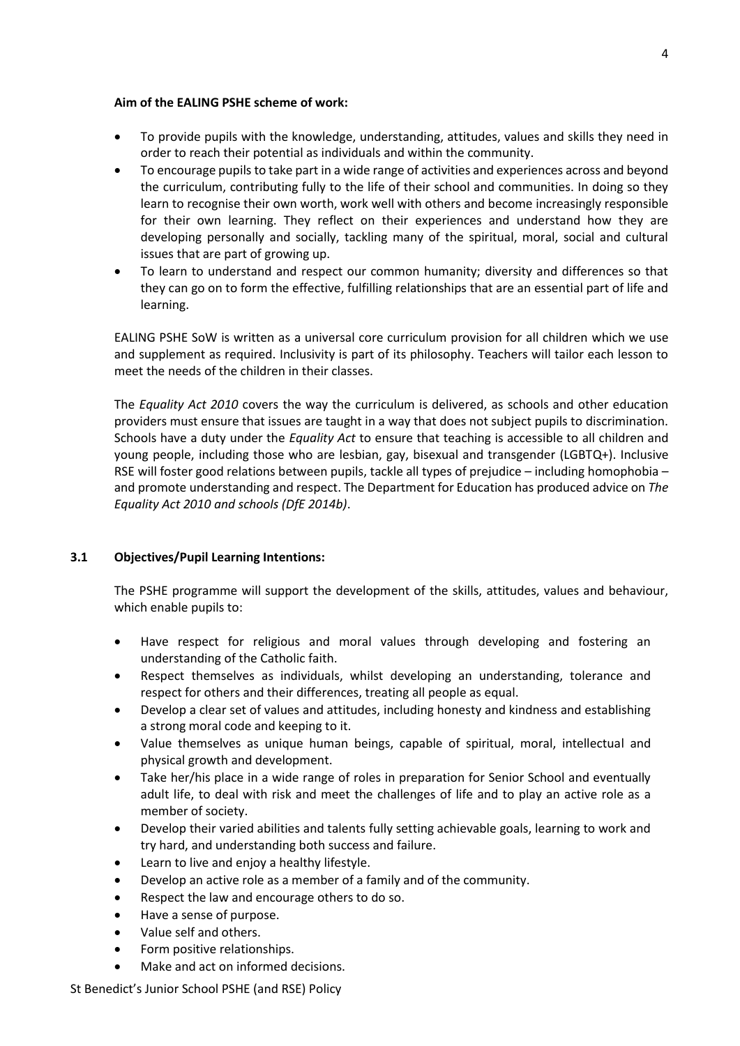**Aim of the EALING PSHE scheme of work:**

- To provide pupils with the knowledge, understanding, attitudes, values and skills they need in order to reach their potential as individuals and within the community.
- To encourage pupils to take part in a wide range of activities and experiences across and beyond the curriculum, contributing fully to the life of their school and communities. In doing so they learn to recognise their own worth, work well with others and become increasingly responsible for their own learning. They reflect on their experiences and understand how they are developing personally and socially, tackling many of the spiritual, moral, social and cultural issues that are part of growing up.
- To learn to understand and respect our common humanity; diversity and differences so that they can go on to form the effective, fulfilling relationships that are an essential part of life and learning.

EALING PSHE SoW is written as a universal core curriculum provision for all children which we use and supplement as required. Inclusivity is part of its philosophy. Teachers will tailor each lesson to meet the needs of the children in their classes.

The *Equality Act 2010* covers the way the curriculum is delivered, as schools and other education providers must ensure that issues are taught in a way that does not subject pupils to discrimination. Schools have a duty under the *Equality Act* to ensure that teaching is accessible to all children and young people, including those who are lesbian, gay, bisexual and transgender (LGBTQ+). Inclusive RSE will foster good relations between pupils, tackle all types of prejudice – including homophobia – and promote understanding and respect. The Department for Education has produced advice on *The Equality Act 2010 and schools (DfE 2014b)*.

### 3.1 Objectives/Pupil Learning Intentions:

The PSHE programme will support the development of the skills, attitudes, values and behaviour, which enable pupils to:

- Have respect for religious and moral values through developing and fostering an understanding of the Catholic faith.
- Respect themselves as individuals, whilst developing an understanding, tolerance and respect for others and their differences, treating all people as equal.
- Develop a clear set of values and attitudes, including honesty and kindness and establishing a strong moral code and keeping to it.
- Value themselves as unique human beings, capable of spiritual, moral, intellectual and physical growth and development.
- Take her/his place in a wide range of roles in preparation for Senior School and eventually adult life, to deal with risk and meet the challenges of life and to play an active role as a member of society.
- Develop their varied abilities and talents fully setting achievable goals, learning to work and try hard, and understanding both success and failure.
- Learn to live and enjoy a healthy lifestyle.
- Develop an active role as a member of a family and of the community.
- Respect the law and encourage others to do so.
- Have a sense of purpose.
- Value self and others.
- Form positive relationships.
- Make and act on informed decisions.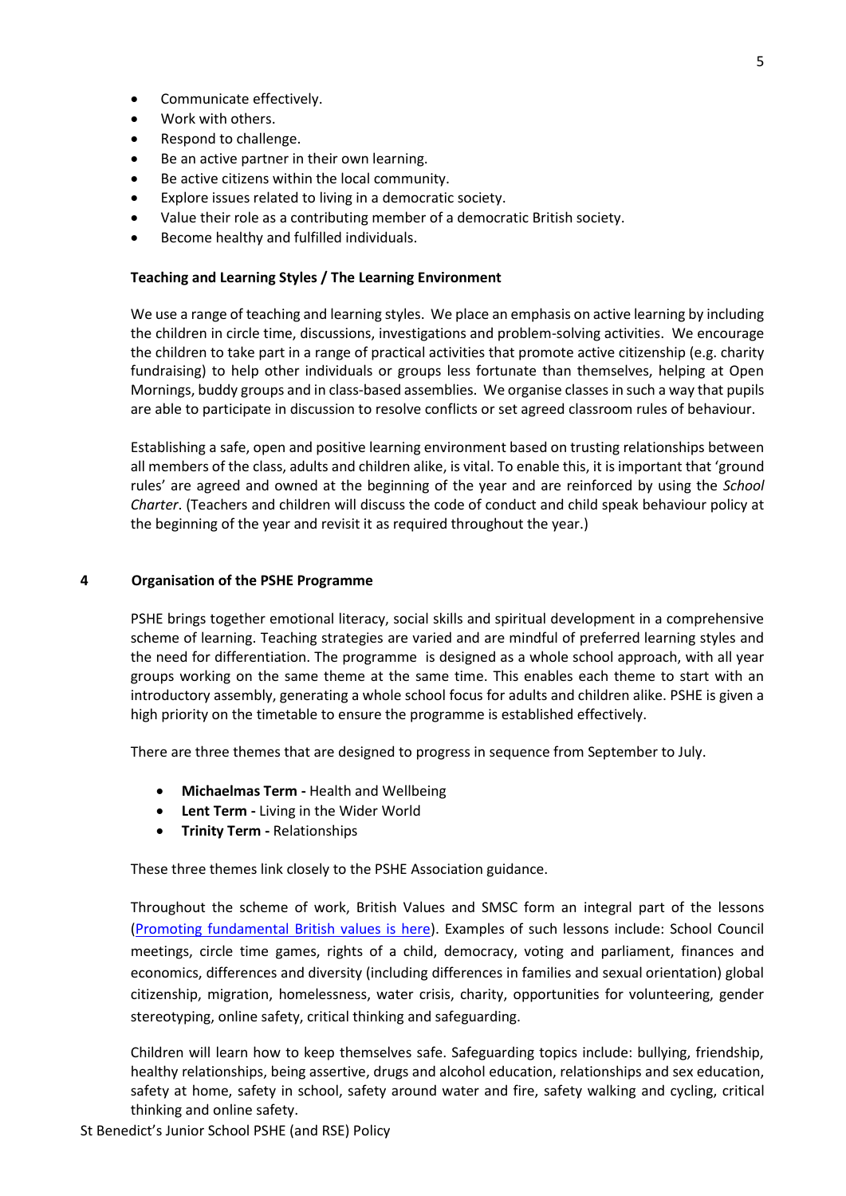- Communicate effectively.
- Work with others.
- Respond to challenge.
- Be an active partner in their own learning.
- Be active citizens within the local community.
- Explore issues related to living in a democratic society.
- Value their role as a contributing member of a democratic British society.
- Become healthy and fulfilled individuals.

**Teaching and Learning Styles / The Learning Environment**

We use a range of teaching and learning styles. We place an emphasis on active learning by including the children in circle time, discussions, investigations and problem-solving activities. We encourage the children to take part in a range of practical activities that promote active citizenship (e.g. charity fundraising) to help other individuals or groups less fortunate than themselves, helping at Open Mornings, buddy groups and in class-based assemblies. We organise classes in such a way that pupils are able to participate in discussion to resolve conflicts or set agreed classroom rules of behaviour.

Establishing a safe, open and positive learning environment based on trusting relationships between all members of the class, adults and children alike, is vital. To enable this, it is important that 'ground rules' are agreed and owned at the beginning of the year and are reinforced by using the *School Charter*. (Teachers and children will discuss the code of conduct and child speak behaviour policy at the beginning of the year and revisit it as required throughout the year.)

## 4 Organisation of the PSHE Programme

PSHE brings together emotional literacy, social skills and spiritual development in a comprehensive scheme of learning. Teaching strategies are varied and are mindful of preferred learning styles and the need for differentiation. The programme is designed as a whole school approach, with all year groups working on the same theme at the same time. This enables each theme to start with an introductory assembly, generating a whole school focus for adults and children alike. PSHE is given a high priority on the timetable to ensure the programme is established effectively.

There are three themes that are designed to progress in sequence from September to July.

- **Michaelmas Term -** Health and Wellbeing
- **Lent Term -** Living in the Wider World
- **Trinity Term -** Relationships

These three themes link closely to the PSHE Association guidance.

Throughout the scheme of work, British Values and SMSC form an integral part of the lessons (Promoting fundamental British values is here). Examples of such lessons include: School Council meetings, circle time games, rights of a child, democracy, voting and parliament, finances and economics, differences and diversity (including differences in families and sexual orientation) global citizenship, migration, homelessness, water crisis, charity, opportunities for volunteering, gender stereotyping, online safety, critical thinking and safeguarding.

Children will learn how to keep themselves safe. Safeguarding topics include: bullying, friendship, healthy relationships, being assertive, drugs and alcohol education, relationships and sex education, safety at home, safety in school, safety around water and fire, safety walking and cycling, critical thinking and online safety.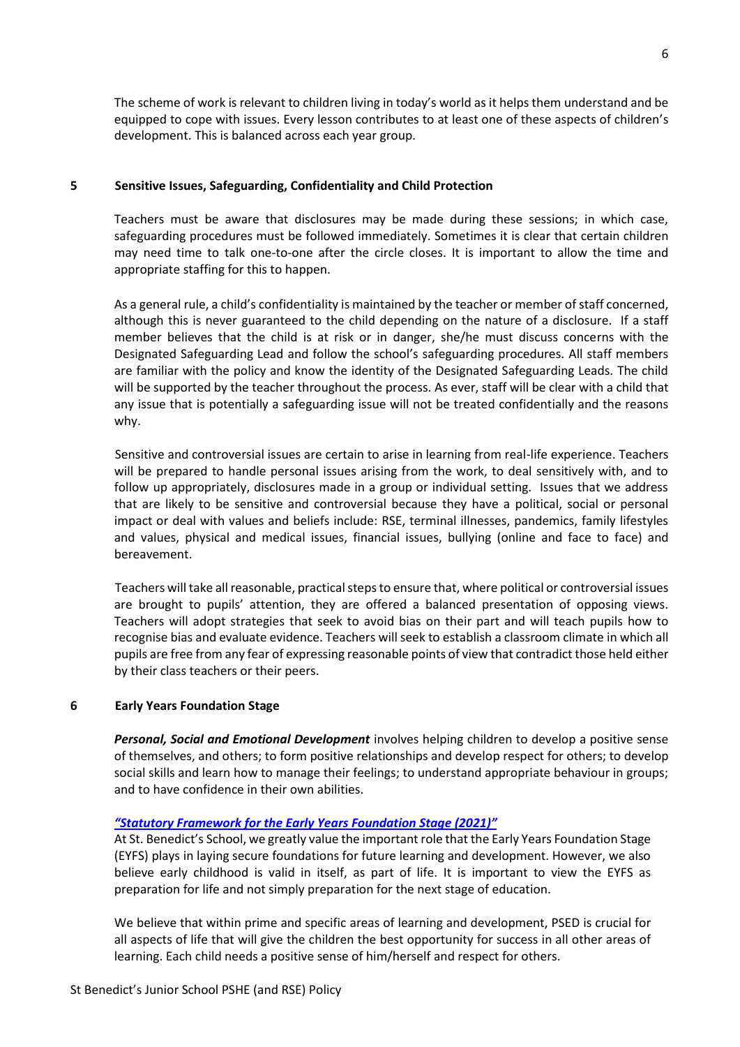The scheme of work is relevant to children living in today's world as it helps them understand and be equipped to cope with issues. Every lesson contributes to at least one of these aspects of children's development. This is balanced across each year group.

## 5 Sensitive Issues, Safeguarding, Confidentiality and Child Protection

Teachers must be aware that disclosures may be made during these sessions; in which case, safeguarding procedures must be followed immediately. Sometimes it is clear that certain children may need time to talk one-to-one after the circle closes. It is important to allow the time and appropriate staffing for this to happen.

As a general rule, a child's confidentiality is maintained by the teacher or member of staff concerned, although this is never guaranteed to the child depending on the nature of a disclosure. If a staff member believes that the child is at risk or in danger, she/he must discuss concerns with the Designated Safeguarding Lead and follow the school's safeguarding procedures. All staff members are familiar with the policy and know the identity of the Designated Safeguarding Leads. The child will be supported by the teacher throughout the process. As ever, staff will be clear with a child that any issue that is potentially a safeguarding issue will not be treated confidentially and the reasons why.

Sensitive and controversial issues are certain to arise in learning from real-life experience. Teachers will be prepared to handle personal issues arising from the work, to deal sensitively with, and to follow up appropriately, disclosures made in a group or individual setting. Issues that we address that are likely to be sensitive and controversial because they have a political, social or personal impact or deal with values and beliefs include: RSE, terminal illnesses, pandemics, family lifestyles and values, physical and medical issues, financial issues, bullying (online and face to face) and bereavement.

Teachers will take all reasonable, practical steps to ensure that, where political or controversial issues are brought to pupils' attention, they are offered a balanced presentation of opposing views. Teachers will adopt strategies that seek to avoid bias on their part and will teach pupils how to recognise bias and evaluate evidence. Teachers will seek to establish a classroom climate in which all pupils are free from any fear of expressing reasonable points of view that contradict those held either by their class teachers or their peers.

## 6 Early Years Foundation Stage

***Personal, Social and Emotional Development*** involves helping children to develop a positive sense of themselves, and others; to form positive relationships and develop respect for others; to develop social skills and learn how to manage their feelings; to understand appropriate behaviour in groups; and to have confidence in their own abilities.

***"Statutory Framework for the Early Years Foundation Stage (2021)"***

At St. Benedict's School, we greatly value the important role that the Early Years Foundation Stage (EYFS) plays in laying secure foundations for future learning and development. However, we also believe early childhood is valid in itself, as part of life. It is important to view the EYFS as preparation for life and not simply preparation for the next stage of education.

We believe that within prime and specific areas of learning and development, PSED is crucial for all aspects of life that will give the children the best opportunity for success in all other areas of learning. Each child needs a positive sense of him/herself and respect for others.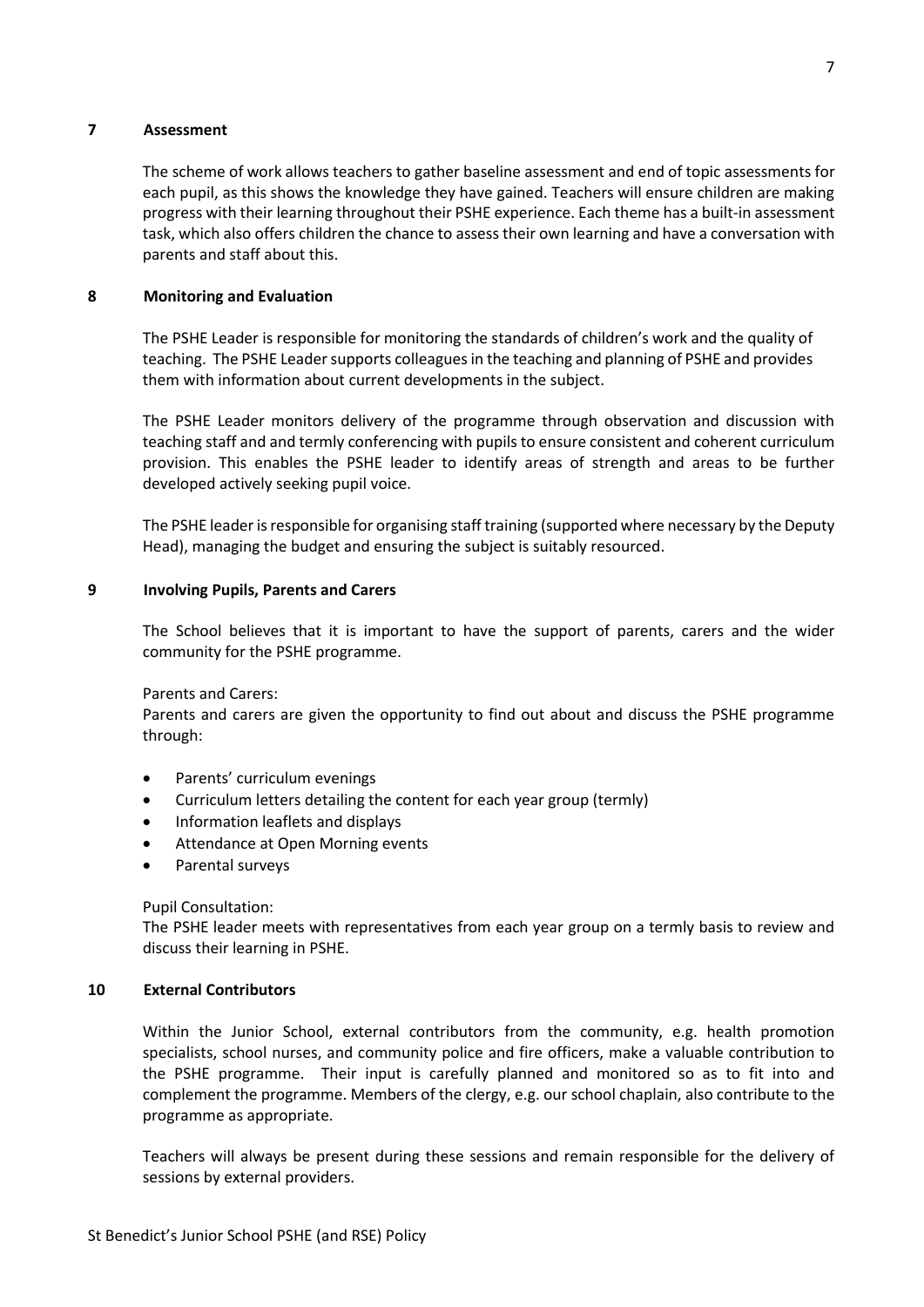## 7 Assessment

The scheme of work allows teachers to gather baseline assessment and end of topic assessments for each pupil, as this shows the knowledge they have gained. Teachers will ensure children are making progress with their learning throughout their PSHE experience. Each theme has a built-in assessment task, which also offers children the chance to assess their own learning and have a conversation with parents and staff about this.

## 8 Monitoring and Evaluation

The PSHE Leader is responsible for monitoring the standards of children's work and the quality of teaching. The PSHE Leader supports colleagues in the teaching and planning of PSHE and provides them with information about current developments in the subject.

The PSHE Leader monitors delivery of the programme through observation and discussion with teaching staff and and termly conferencing with pupils to ensure consistent and coherent curriculum provision. This enables the PSHE leader to identify areas of strength and areas to be further developed actively seeking pupil voice.

The PSHE leader is responsible for organising staff training (supported where necessary by the Deputy Head), managing the budget and ensuring the subject is suitably resourced.

## 9 Involving Pupils, Parents and Carers

The School believes that it is important to have the support of parents, carers and the wider community for the PSHE programme.

Parents and Carers:
Parents and carers are given the opportunity to find out about and discuss the PSHE programme through:

- Parents' curriculum evenings
- Curriculum letters detailing the content for each year group (termly)
- Information leaflets and displays
- Attendance at Open Morning events
- Parental surveys

Pupil Consultation:
The PSHE leader meets with representatives from each year group on a termly basis to review and discuss their learning in PSHE.

## 10 External Contributors

Within the Junior School, external contributors from the community, e.g. health promotion specialists, school nurses, and community police and fire officers, make a valuable contribution to the PSHE programme. Their input is carefully planned and monitored so as to fit into and complement the programme. Members of the clergy, e.g. our school chaplain, also contribute to the programme as appropriate.

Teachers will always be present during these sessions and remain responsible for the delivery of sessions by external providers.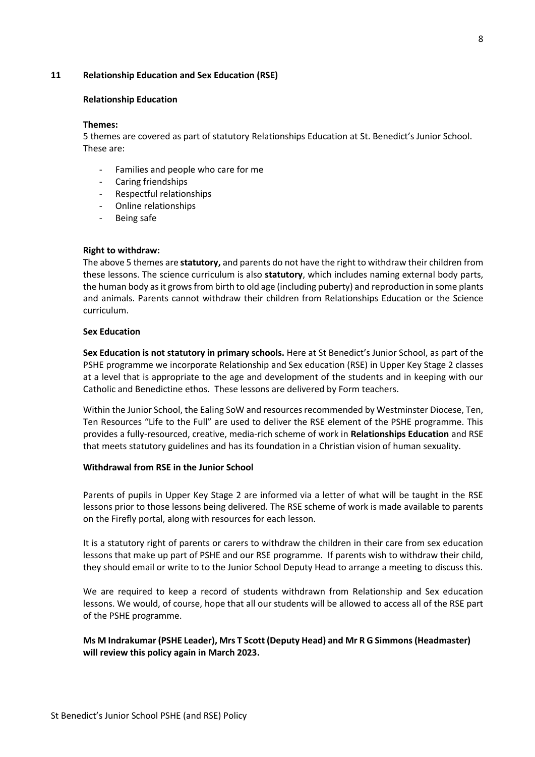## 11 Relationship Education and Sex Education (RSE)

### Relationship Education

**Themes:**

5 themes are covered as part of statutory Relationships Education at St. Benedict's Junior School. These are:

- Families and people who care for me
- Caring friendships
- Respectful relationships
- Online relationships
- Being safe

**Right to withdraw:**

The above 5 themes are **statutory,** and parents do not have the right to withdraw their children from these lessons. The science curriculum is also **statutory**, which includes naming external body parts, the human body as it grows from birth to old age (including puberty) and reproduction in some plants and animals. Parents cannot withdraw their children from Relationships Education or the Science curriculum.

### Sex Education

**Sex Education is not statutory in primary schools.** Here at St Benedict's Junior School, as part of the PSHE programme we incorporate Relationship and Sex education (RSE) in Upper Key Stage 2 classes at a level that is appropriate to the age and development of the students and in keeping with our Catholic and Benedictine ethos. These lessons are delivered by Form teachers.

Within the Junior School, the Ealing SoW and resources recommended by Westminster Diocese, Ten, Ten Resources "Life to the Full" are used to deliver the RSE element of the PSHE programme. This provides a fully-resourced, creative, media-rich scheme of work in **Relationships Education** and RSE that meets statutory guidelines and has its foundation in a Christian vision of human sexuality.

### Withdrawal from RSE in the Junior School

Parents of pupils in Upper Key Stage 2 are informed via a letter of what will be taught in the RSE lessons prior to those lessons being delivered. The RSE scheme of work is made available to parents on the Firefly portal, along with resources for each lesson.

It is a statutory right of parents or carers to withdraw the children in their care from sex education lessons that make up part of PSHE and our RSE programme. If parents wish to withdraw their child, they should email or write to to the Junior School Deputy Head to arrange a meeting to discuss this.

We are required to keep a record of students withdrawn from Relationship and Sex education lessons. We would, of course, hope that all our students will be allowed to access all of the RSE part of the PSHE programme.

**Ms M Indrakumar (PSHE Leader), Mrs T Scott (Deputy Head) and Mr R G Simmons (Headmaster) will review this policy again in March 2023.**